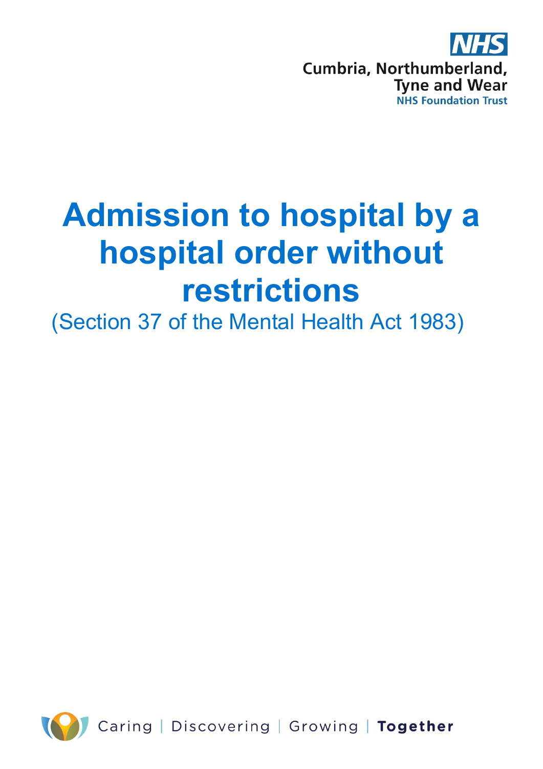Cumbria, Northumberland, Tyne and Wear NHS Foundation Trust

# Admission to hospital by a hospital order without restrictions

(Section 37 of the Mental Health Act 1983)

Caring | Discovering | Growing | **Together**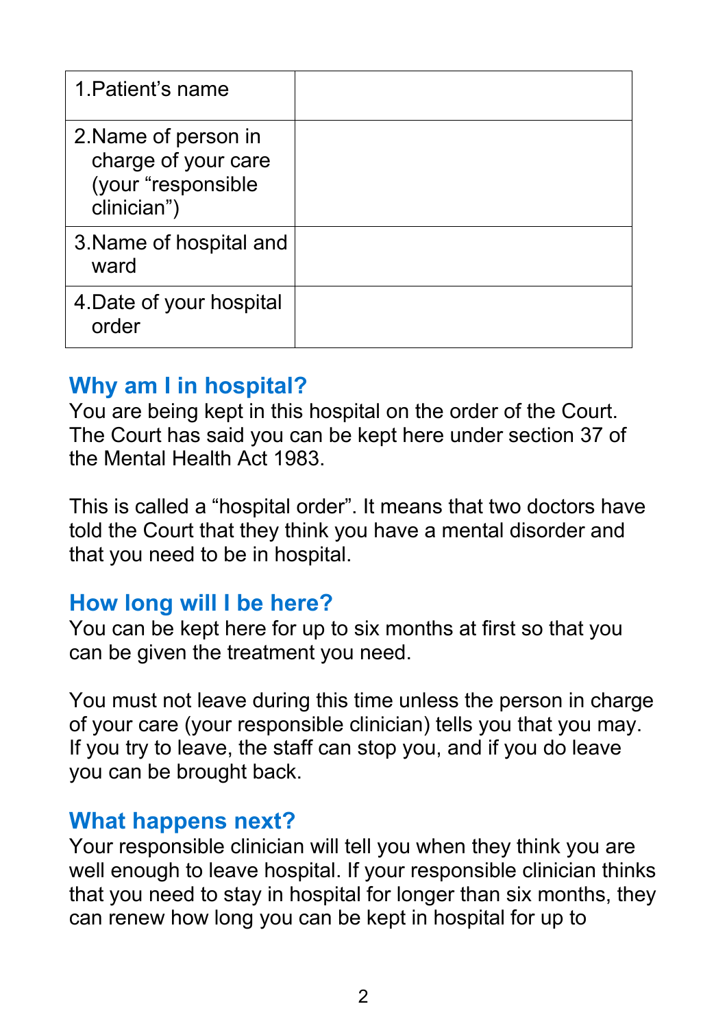| | |
|---|---|
| 1. Patient's name | |
| 2. Name of person in charge of your care (your "responsible clinician") | |
| 3. Name of hospital and ward | |
| 4. Date of your hospital order | |

## Why am I in hospital?

You are being kept in this hospital on the order of the Court. The Court has said you can be kept here under section 37 of the Mental Health Act 1983.

This is called a "hospital order". It means that two doctors have told the Court that they think you have a mental disorder and that you need to be in hospital.

## How long will I be here?

You can be kept here for up to six months at first so that you can be given the treatment you need.

You must not leave during this time unless the person in charge of your care (your responsible clinician) tells you that you may. If you try to leave, the staff can stop you, and if you do leave you can be brought back.

## What happens next?

Your responsible clinician will tell you when they think you are well enough to leave hospital. If your responsible clinician thinks that you need to stay in hospital for longer than six months, they can renew how long you can be kept in hospital for up to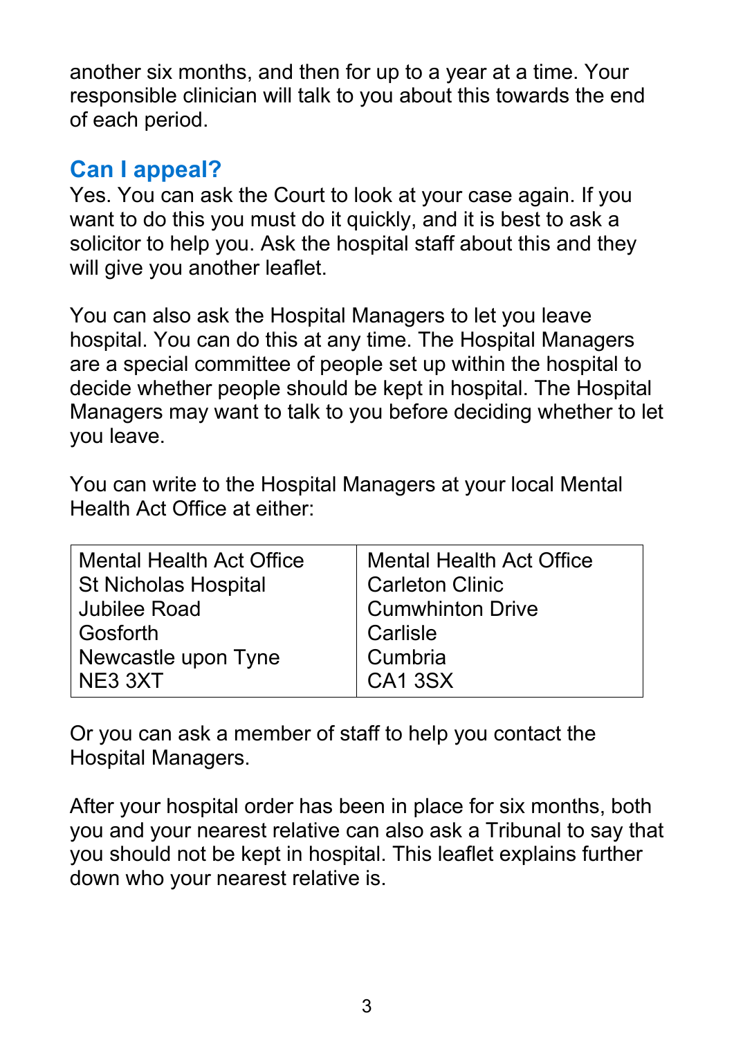another six months, and then for up to a year at a time. Your responsible clinician will talk to you about this towards the end of each period.

## Can I appeal?

Yes. You can ask the Court to look at your case again. If you want to do this you must do it quickly, and it is best to ask a solicitor to help you. Ask the hospital staff about this and they will give you another leaflet.

You can also ask the Hospital Managers to let you leave hospital. You can do this at any time. The Hospital Managers are a special committee of people set up within the hospital to decide whether people should be kept in hospital. The Hospital Managers may want to talk to you before deciding whether to let you leave.

You can write to the Hospital Managers at your local Mental Health Act Office at either:

| | |
|---|---|
| Mental Health Act Office<br>St Nicholas Hospital<br>Jubilee Road<br>Gosforth<br>Newcastle upon Tyne<br>NE3 3XT | Mental Health Act Office<br>Carleton Clinic<br>Cumwhinton Drive<br>Carlisle<br>Cumbria<br>CA1 3SX |

Or you can ask a member of staff to help you contact the Hospital Managers.

After your hospital order has been in place for six months, both you and your nearest relative can also ask a Tribunal to say that you should not be kept in hospital. This leaflet explains further down who your nearest relative is.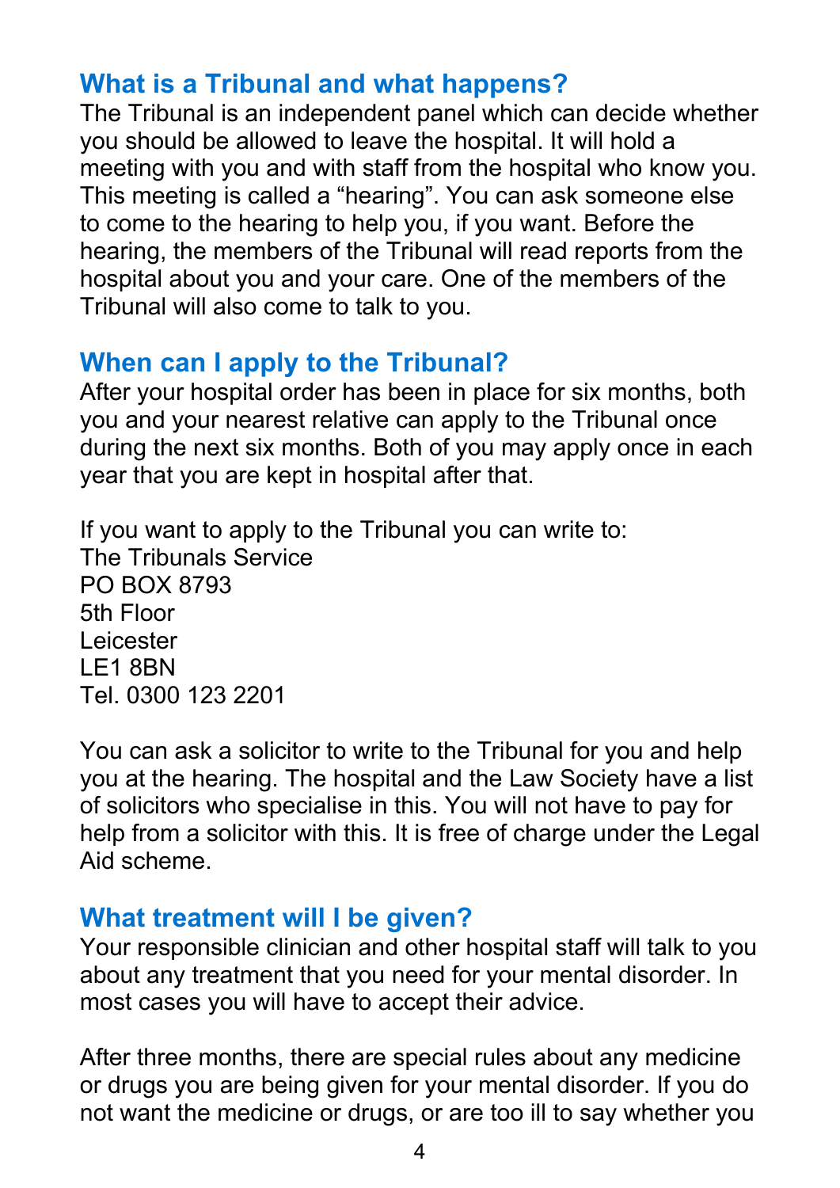## What is a Tribunal and what happens?

The Tribunal is an independent panel which can decide whether you should be allowed to leave the hospital. It will hold a meeting with you and with staff from the hospital who know you. This meeting is called a “hearing”. You can ask someone else to come to the hearing to help you, if you want. Before the hearing, the members of the Tribunal will read reports from the hospital about you and your care. One of the members of the Tribunal will also come to talk to you.

## When can I apply to the Tribunal?

After your hospital order has been in place for six months, both you and your nearest relative can apply to the Tribunal once during the next six months. Both of you may apply once in each year that you are kept in hospital after that.

If you want to apply to the Tribunal you can write to:
The Tribunals Service
PO BOX 8793
5th Floor
Leicester
LE1 8BN
Tel. 0300 123 2201

You can ask a solicitor to write to the Tribunal for you and help you at the hearing. The hospital and the Law Society have a list of solicitors who specialise in this. You will not have to pay for help from a solicitor with this. It is free of charge under the Legal Aid scheme.

## What treatment will I be given?

Your responsible clinician and other hospital staff will talk to you about any treatment that you need for your mental disorder. In most cases you will have to accept their advice.

After three months, there are special rules about any medicine or drugs you are being given for your mental disorder. If you do not want the medicine or drugs, or are too ill to say whether you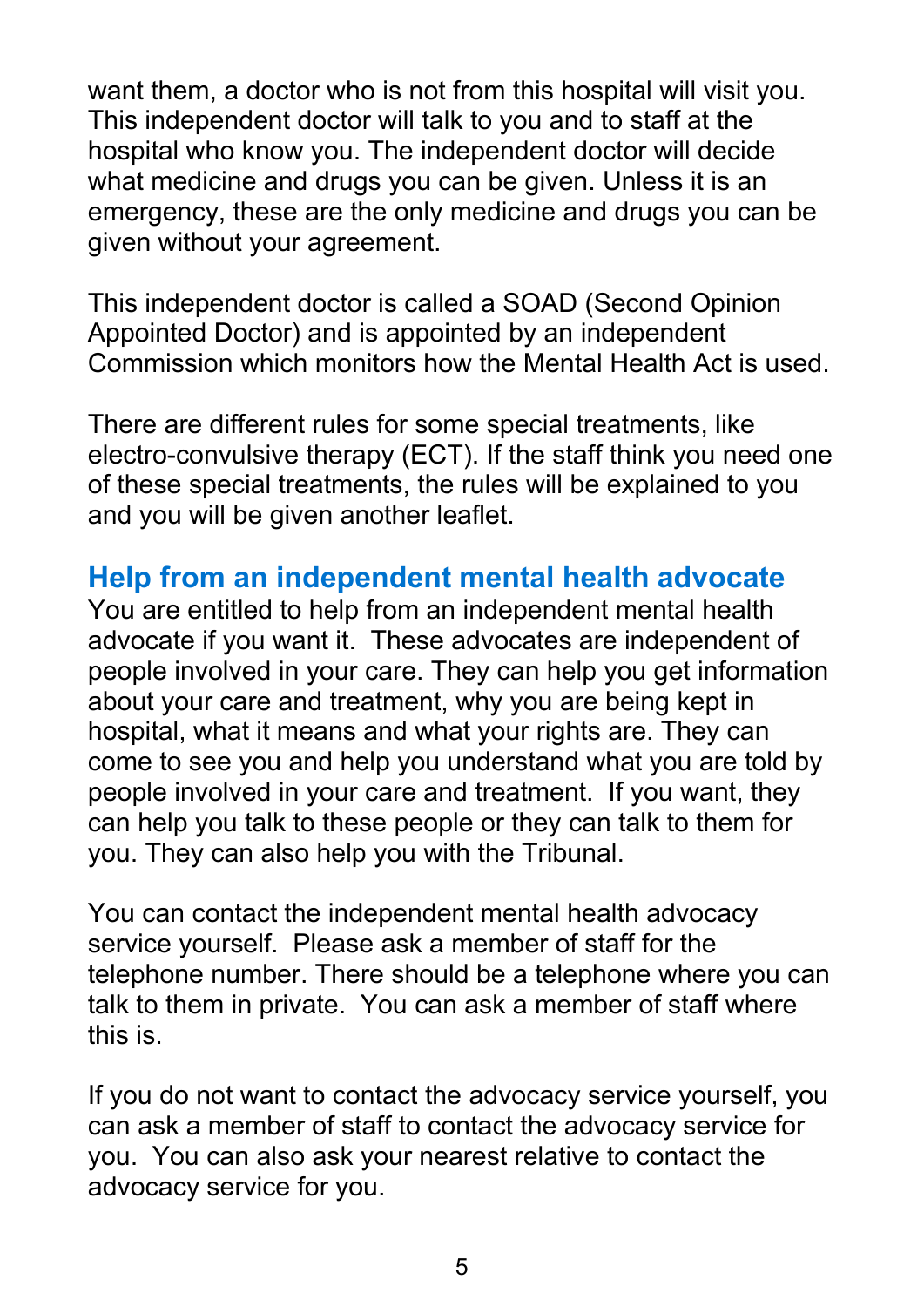want them, a doctor who is not from this hospital will visit you. This independent doctor will talk to you and to staff at the hospital who know you. The independent doctor will decide what medicine and drugs you can be given. Unless it is an emergency, these are the only medicine and drugs you can be given without your agreement.

This independent doctor is called a SOAD (Second Opinion Appointed Doctor) and is appointed by an independent Commission which monitors how the Mental Health Act is used.

There are different rules for some special treatments, like electro-convulsive therapy (ECT). If the staff think you need one of these special treatments, the rules will be explained to you and you will be given another leaflet.

## Help from an independent mental health advocate

You are entitled to help from an independent mental health advocate if you want it. These advocates are independent of people involved in your care. They can help you get information about your care and treatment, why you are being kept in hospital, what it means and what your rights are. They can come to see you and help you understand what you are told by people involved in your care and treatment. If you want, they can help you talk to these people or they can talk to them for you. They can also help you with the Tribunal.

You can contact the independent mental health advocacy service yourself. Please ask a member of staff for the telephone number. There should be a telephone where you can talk to them in private. You can ask a member of staff where this is.

If you do not want to contact the advocacy service yourself, you can ask a member of staff to contact the advocacy service for you. You can also ask your nearest relative to contact the advocacy service for you.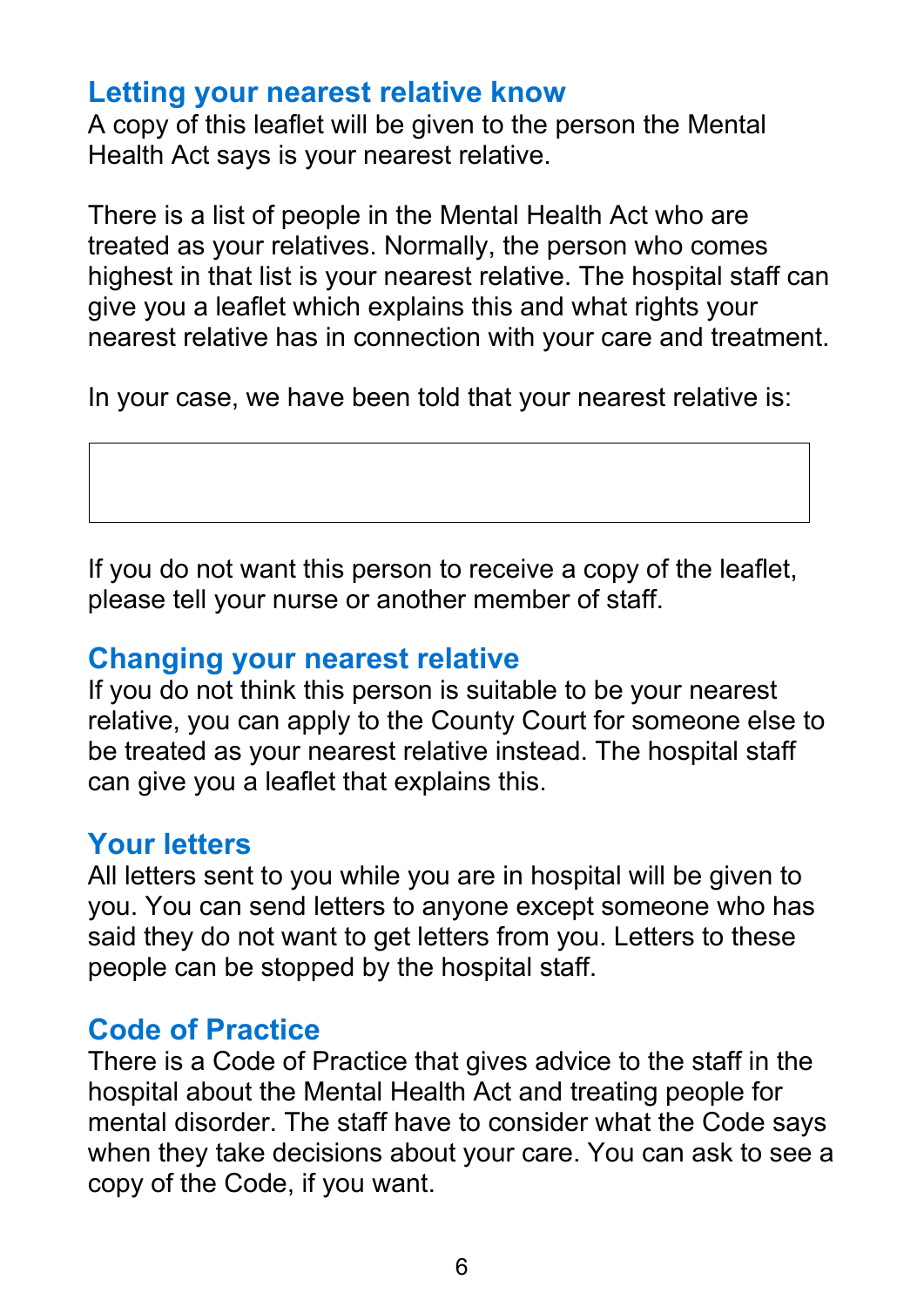## Letting your nearest relative know

A copy of this leaflet will be given to the person the Mental Health Act says is your nearest relative.

There is a list of people in the Mental Health Act who are treated as your relatives. Normally, the person who comes highest in that list is your nearest relative. The hospital staff can give you a leaflet which explains this and what rights your nearest relative has in connection with your care and treatment.

In your case, we have been told that your nearest relative is:

| |
|---|
| |

If you do not want this person to receive a copy of the leaflet, please tell your nurse or another member of staff.

## Changing your nearest relative

If you do not think this person is suitable to be your nearest relative, you can apply to the County Court for someone else to be treated as your nearest relative instead. The hospital staff can give you a leaflet that explains this.

## Your letters

All letters sent to you while you are in hospital will be given to you. You can send letters to anyone except someone who has said they do not want to get letters from you. Letters to these people can be stopped by the hospital staff.

## Code of Practice

There is a Code of Practice that gives advice to the staff in the hospital about the Mental Health Act and treating people for mental disorder. The staff have to consider what the Code says when they take decisions about your care. You can ask to see a copy of the Code, if you want.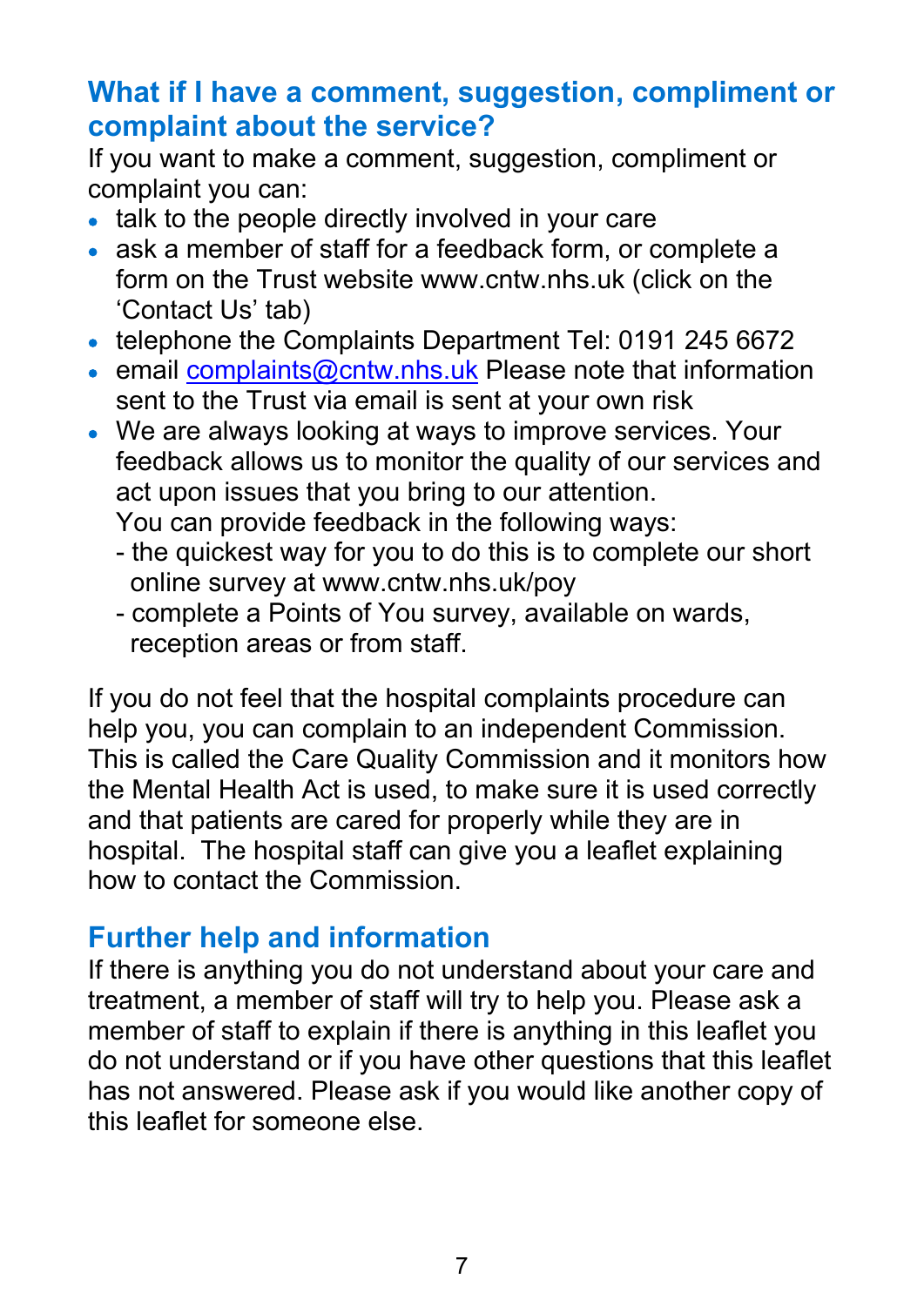## What if I have a comment, suggestion, compliment or complaint about the service?

If you want to make a comment, suggestion, compliment or complaint you can:

- talk to the people directly involved in your care
- ask a member of staff for a feedback form, or complete a form on the Trust website www.cntw.nhs.uk (click on the 'Contact Us' tab)
- telephone the Complaints Department Tel: 0191 245 6672
- email complaints@cntw.nhs.uk Please note that information sent to the Trust via email is sent at your own risk
- We are always looking at ways to improve services. Your feedback allows us to monitor the quality of our services and act upon issues that you bring to our attention.
  You can provide feedback in the following ways:
  - the quickest way for you to do this is to complete our short online survey at www.cntw.nhs.uk/poy
  - complete a Points of You survey, available on wards, reception areas or from staff.

If you do not feel that the hospital complaints procedure can help you, you can complain to an independent Commission. This is called the Care Quality Commission and it monitors how the Mental Health Act is used, to make sure it is used correctly and that patients are cared for properly while they are in hospital. The hospital staff can give you a leaflet explaining how to contact the Commission.

## Further help and information

If there is anything you do not understand about your care and treatment, a member of staff will try to help you. Please ask a member of staff to explain if there is anything in this leaflet you do not understand or if you have other questions that this leaflet has not answered. Please ask if you would like another copy of this leaflet for someone else.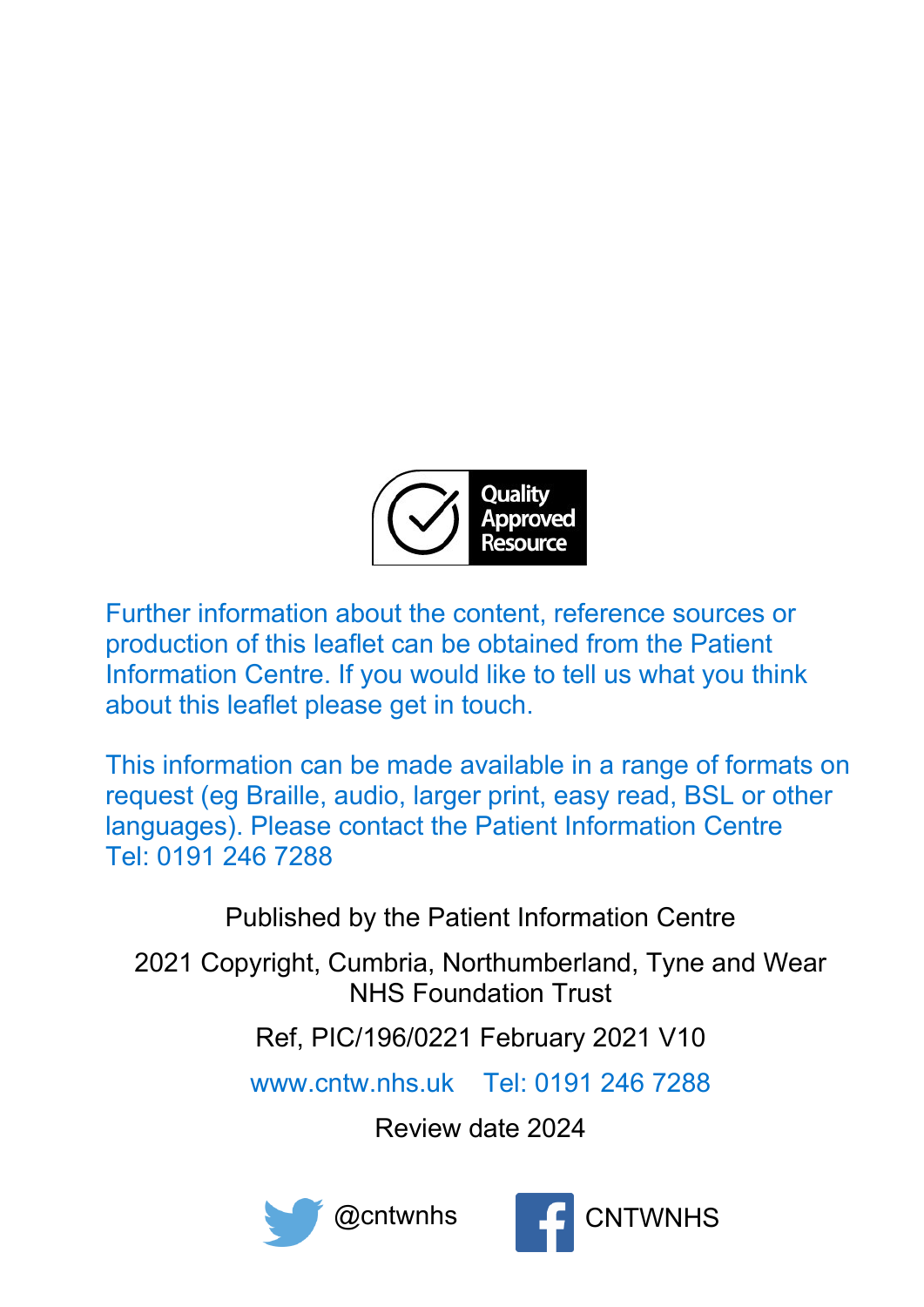Quality Approved Resource

Further information about the content, reference sources or production of this leaflet can be obtained from the Patient Information Centre. If you would like to tell us what you think about this leaflet please get in touch.

This information can be made available in a range of formats on request (eg Braille, audio, larger print, easy read, BSL or other languages). Please contact the Patient Information Centre Tel: 0191 246 7288

Published by the Patient Information Centre

2021 Copyright, Cumbria, Northumberland, Tyne and Wear NHS Foundation Trust

Ref, PIC/196/0221 February 2021 V10

www.cntw.nhs.uk Tel: 0191 246 7288

Review date 2024

@cntwnhs CNTWNHS